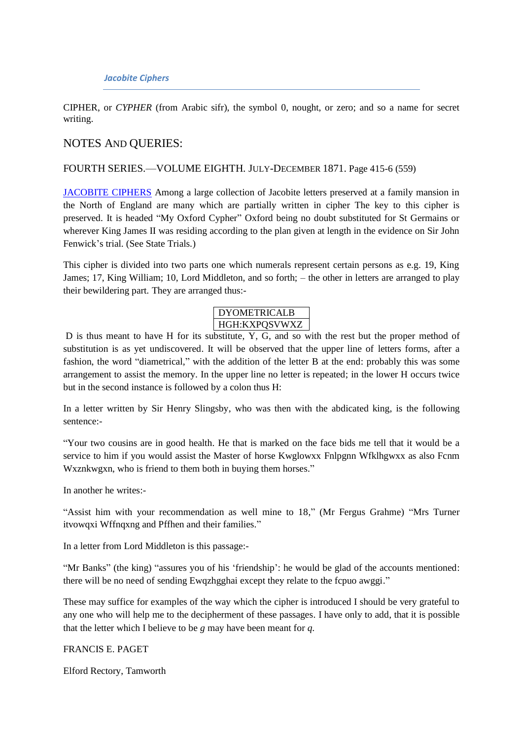CIPHER, or *CYPHER* (from Arabic sifr), the symbol 0, nought, or zero; and so a name for secret writing.

## NOTES AND QUERIES:

FOURTH SERIES.—VOLUME EIGHTH. JULY-DECEMBER 1871. Page 415-6 (559)

JACOBITE CIPHERS Among a large collection of Jacobite letters preserved at a family mansion in the North of England are many which are partially written in cipher The key to this cipher is preserved. It is headed "My Oxford Cypher" Oxford being no doubt substituted for St Germains or wherever King James II was residing according to the plan given at length in the evidence on Sir John Fenwick's trial. (See State Trials.)

This cipher is divided into two parts one which numerals represent certain persons as e.g. 19, King James; 17, King William; 10, Lord Middleton, and so forth; – the other in letters are arranged to play their bewildering part. They are arranged thus:-

| DYOMETRICALB |
|---|
| HGH:KXPQSVWXZ |

D is thus meant to have H for its substitute, Y, G, and so with the rest but the proper method of substitution is as yet undiscovered. It will be observed that the upper line of letters forms, after a fashion, the word "diametrical," with the addition of the letter B at the end: probably this was some arrangement to assist the memory. In the upper line no letter is repeated; in the lower H occurs twice but in the second instance is followed by a colon thus H:

In a letter written by Sir Henry Slingsby, who was then with the abdicated king, is the following sentence:-

"Your two cousins are in good health. He that is marked on the face bids me tell that it would be a service to him if you would assist the Master of horse Kwglowxx Fnlpgnn Wfklhgwxx as also Fcnm Wxznkwgxn, who is friend to them both in buying them horses."

In another he writes:-

"Assist him with your recommendation as well mine to 18," (Mr Fergus Grahme) "Mrs Turner itvowqxi Wffnqxng and Pffhen and their families."

In a letter from Lord Middleton is this passage:-

"Mr Banks" (the king) "assures you of his 'friendship': he would be glad of the accounts mentioned: there will be no need of sending Ewqzhgghai except they relate to the fcpuo awggi."

These may suffice for examples of the way which the cipher is introduced I should be very grateful to any one who will help me to the decipherment of these passages. I have only to add, that it is possible that the letter which I believe to be *g* may have been meant for *q*.

FRANCIS E. PAGET

Elford Rectory, Tamworth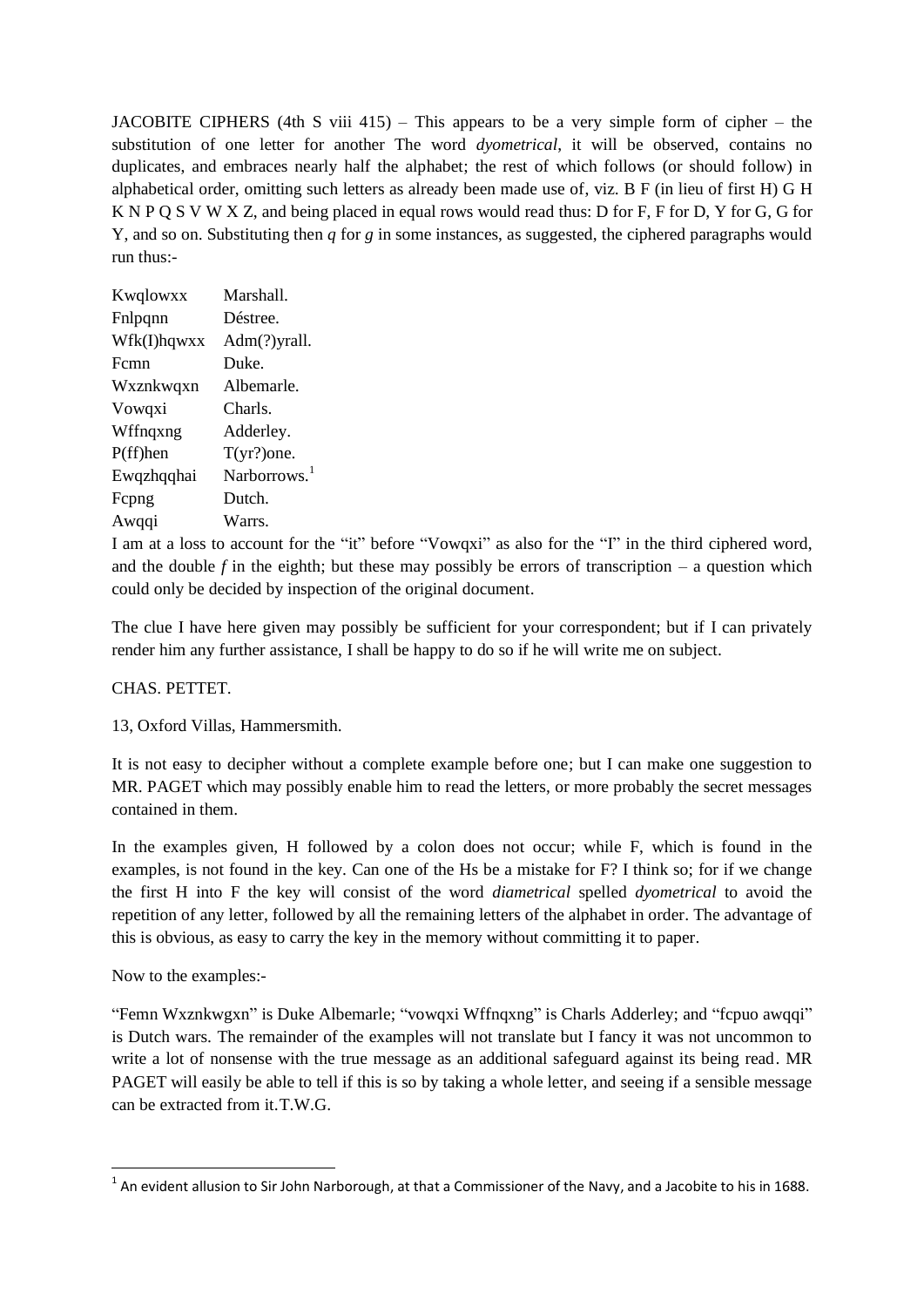JACOBITE CIPHERS (4th S viii 415) – This appears to be a very simple form of cipher – the substitution of one letter for another The word *dyometrical*, it will be observed, contains no duplicates, and embraces nearly half the alphabet; the rest of which follows (or should follow) in alphabetical order, omitting such letters as already been made use of, viz. B F (in lieu of first H) G H K N P Q S V W X Z, and being placed in equal rows would read thus: D for F, F for D, Y for G, G for Y, and so on. Substituting then *q* for *g* in some instances, as suggested, the ciphered paragraphs would run thus:-

| | |
|---|---|
| Kwqlowxx | Marshall. |
| Fnlpqnn | Déstree. |
| Wfk(I)hqwxx | Adm(?)yrall. |
| Fcmn | Duke. |
| Wxznkwqxn | Albemarle. |
| Vowqxi | Charls. |
| Wffnqxng | Adderley. |
| P(ff)hen | T(yr?)one. |
| Ewqzhqqhai | Narborrows.[1] |
| Fcpng | Dutch. |
| Awqqi | Warrs. |

I am at a loss to account for the "it" before "Vowqxi" as also for the "I" in the third ciphered word, and the double *f* in the eighth; but these may possibly be errors of transcription – a question which could only be decided by inspection of the original document.

The clue I have here given may possibly be sufficient for your correspondent; but if I can privately render him any further assistance, I shall be happy to do so if he will write me on subject.

CHAS. PETTET.

13, Oxford Villas, Hammersmith.

It is not easy to decipher without a complete example before one; but I can make one suggestion to MR. PAGET which may possibly enable him to read the letters, or more probably the secret messages contained in them.

In the examples given, H followed by a colon does not occur; while F, which is found in the examples, is not found in the key. Can one of the Hs be a mistake for F? I think so; for if we change the first H into F the key will consist of the word *diametrical* spelled *dyometrical* to avoid the repetition of any letter, followed by all the remaining letters of the alphabet in order. The advantage of this is obvious, as easy to carry the key in the memory without committing it to paper.

Now to the examples:-

"Femn Wxznkwgxn" is Duke Albemarle; "vowqxi Wffnqxng" is Charls Adderley; and "fcpuo awqqi" is Dutch wars. The remainder of the examples will not translate but I fancy it was not uncommon to write a lot of nonsense with the true message as an additional safeguard against its being read. MR PAGET will easily be able to tell if this is so by taking a whole letter, and seeing if a sensible message can be extracted from it.T.W.G.

[1] An evident allusion to Sir John Narborough, at that a Commissioner of the Navy, and a Jacobite to his in 1688.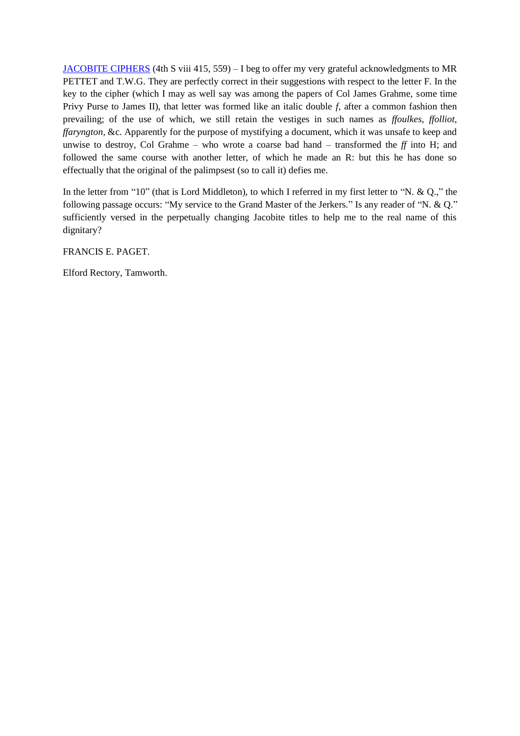[JACOBITE CIPHERS](#) (4th S viii 415, 559) – I beg to offer my very grateful acknowledgments to MR PETTET and T.W.G. They are perfectly correct in their suggestions with respect to the letter F. In the key to the cipher (which I may as well say was among the papers of Col James Grahme, some time Privy Purse to James II), that letter was formed like an italic double *f*, after a common fashion then prevailing; of the use of which, we still retain the vestiges in such names as *ffoulkes*, *ffolliot*, *ffaryngton*, &c. Apparently for the purpose of mystifying a document, which it was unsafe to keep and unwise to destroy, Col Grahme – who wrote a coarse bad hand – transformed the *ff* into H; and followed the same course with another letter, of which he made an R: but this he has done so effectually that the original of the palimpsest (so to call it) defies me.

In the letter from "10" (that is Lord Middleton), to which I referred in my first letter to "N. & Q.," the following passage occurs: "My service to the Grand Master of the Jerkers." Is any reader of "N. & Q." sufficiently versed in the perpetually changing Jacobite titles to help me to the real name of this dignitary?

FRANCIS E. PAGET.

Elford Rectory, Tamworth.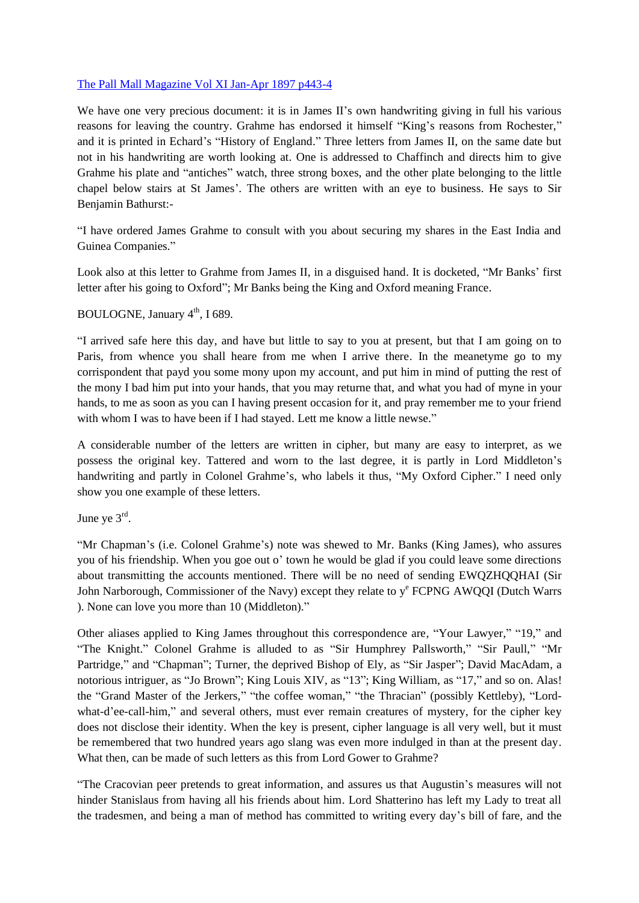[The Pall Mall Magazine Vol XI Jan-Apr 1897 p443-4]

We have one very precious document: it is in James II's own handwriting giving in full his various reasons for leaving the country. Grahme has endorsed it himself "King's reasons from Rochester," and it is printed in Echard's "History of England." Three letters from James II, on the same date but not in his handwriting are worth looking at. One is addressed to Chaffinch and directs him to give Grahme his plate and "antiches" watch, three strong boxes, and the other plate belonging to the little chapel below stairs at St James'. The others are written with an eye to business. He says to Sir Benjamin Bathurst:-

"I have ordered James Grahme to consult with you about securing my shares in the East India and Guinea Companies."

Look also at this letter to Grahme from James II, in a disguised hand. It is docketed, "Mr Banks' first letter after his going to Oxford"; Mr Banks being the King and Oxford meaning France.

BOULOGNE, January 4th, I 689.

"I arrived safe here this day, and have but little to say to you at present, but that I am going on to Paris, from whence you shall heare from me when I arrive there. In the meanetyme go to my corrispondent that payd you some mony upon my account, and put him in mind of putting the rest of the mony I bad him put into your hands, that you may returne that, and what you had of myne in your hands, to me as soon as you can I having present occasion for it, and pray remember me to your friend with whom I was to have been if I had stayed. Lett me know a little newse."

A considerable number of the letters are written in cipher, but many are easy to interpret, as we possess the original key. Tattered and worn to the last degree, it is partly in Lord Middleton's handwriting and partly in Colonel Grahme's, who labels it thus, "My Oxford Cipher." I need only show you one example of these letters.

June ye 3rd.

"Mr Chapman's (i.e. Colonel Grahme's) note was shewed to Mr. Banks (King James), who assures you of his friendship. When you goe out o' town he would be glad if you could leave some directions about transmitting the accounts mentioned. There will be no need of sending EWQZHQQHAI (Sir John Narborough, Commissioner of the Navy) except they relate to ye FCPNG AWQQI (Dutch Warrs ). None can love you more than 10 (Middleton)."

Other aliases applied to King James throughout this correspondence are, "Your Lawyer," "19," and "The Knight." Colonel Grahme is alluded to as "Sir Humphrey Pallsworth," "Sir Paull," "Mr Partridge," and "Chapman"; Turner, the deprived Bishop of Ely, as "Sir Jasper"; David MacAdam, a notorious intriguer, as "Jo Brown"; King Louis XIV, as "13"; King William, as "17," and so on. Alas! the "Grand Master of the Jerkers," "the coffee woman," "the Thracian" (possibly Kettleby), "Lord-what-d'ee-call-him," and several others, must ever remain creatures of mystery, for the cipher key does not disclose their identity. When the key is present, cipher language is all very well, but it must be remembered that two hundred years ago slang was even more indulged in than at the present day. What then, can be made of such letters as this from Lord Gower to Grahme?

"The Cracovian peer pretends to great information, and assures us that Augustin's measures will not hinder Stanislaus from having all his friends about him. Lord Shatterino has left my Lady to treat all the tradesmen, and being a man of method has committed to writing every day's bill of fare, and the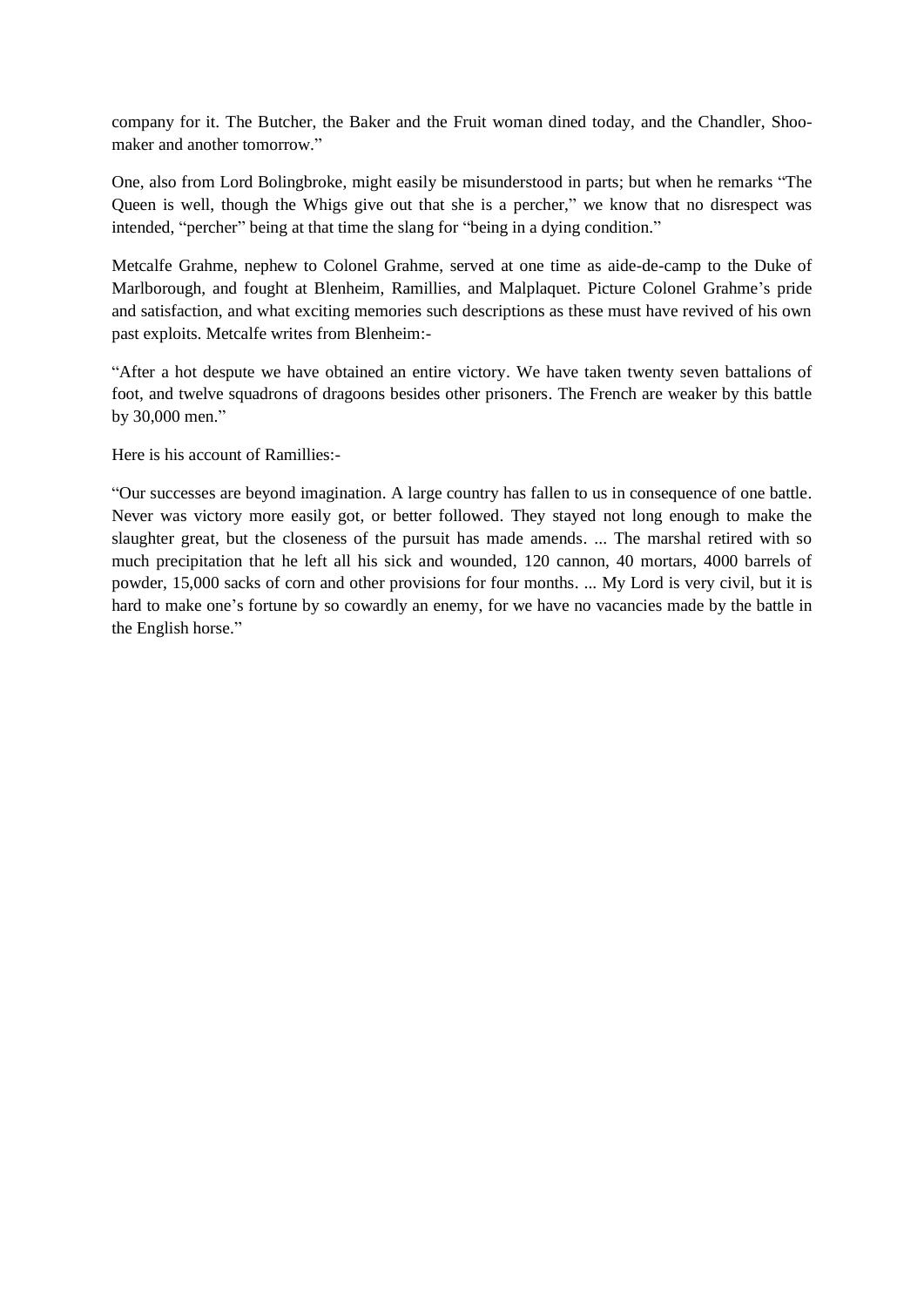company for it. The Butcher, the Baker and the Fruit woman dined today, and the Chandler, Shoomaker and another tomorrow."

One, also from Lord Bolingbroke, might easily be misunderstood in parts; but when he remarks "The Queen is well, though the Whigs give out that she is a percher," we know that no disrespect was intended, "percher" being at that time the slang for "being in a dying condition."

Metcalfe Grahme, nephew to Colonel Grahme, served at one time as aide-de-camp to the Duke of Marlborough, and fought at Blenheim, Ramillies, and Malplaquet. Picture Colonel Grahme's pride and satisfaction, and what exciting memories such descriptions as these must have revived of his own past exploits. Metcalfe writes from Blenheim:-

"After a hot despute we have obtained an entire victory. We have taken twenty seven battalions of foot, and twelve squadrons of dragoons besides other prisoners. The French are weaker by this battle by 30,000 men."

Here is his account of Ramillies:-

"Our successes are beyond imagination. A large country has fallen to us in consequence of one battle. Never was victory more easily got, or better followed. They stayed not long enough to make the slaughter great, but the closeness of the pursuit has made amends. ... The marshal retired with so much precipitation that he left all his sick and wounded, 120 cannon, 40 mortars, 4000 barrels of powder, 15,000 sacks of corn and other provisions for four months. ... My Lord is very civil, but it is hard to make one's fortune by so cowardly an enemy, for we have no vacancies made by the battle in the English horse."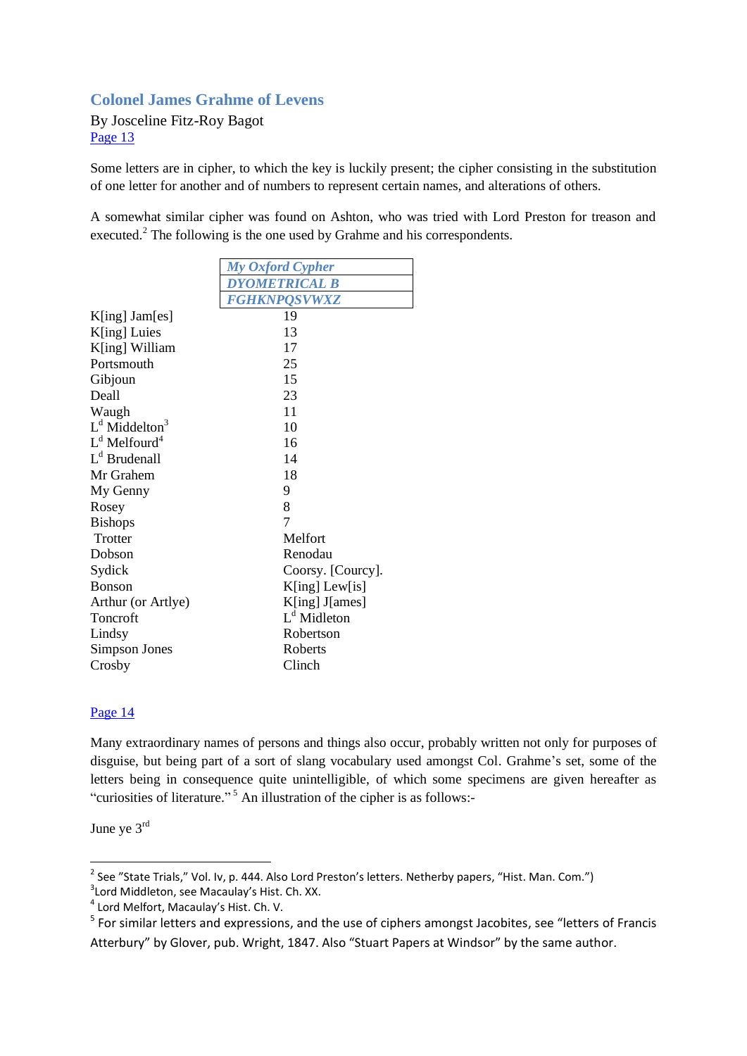## Colonel James Grahme of Levens

By Josceline Fitz-Roy Bagot

Page 13

Some letters are in cipher, to which the key is luckily present; the cipher consisting in the substitution of one letter for another and of numbers to represent certain names, and alterations of others.

A somewhat similar cipher was found on Ashton, who was tried with Lord Preston for treason and executed.[2] The following is the one used by Grahme and his correspondents.

| | *My Oxford Cypher* |
|---|---|
| | *DYOMETRICAL B* |
| | *FGHKNPQSVWXZ* |
| K[ing] Jam[es] | 19 |
| K[ing] Luies | 13 |
| K[ing] William | 17 |
| Portsmouth | 25 |
| Gibjoun | 15 |
| Deall | 23 |
| Waugh | 11 |
| L[d] Middelton[3] | 10 |
| L[d] Melfourd[4] | 16 |
| L[d] Brudenall | 14 |
| Mr Grahem | 18 |
| My Genny | 9 |
| Rosey | 8 |
| Bishops | 7 |
| Trotter | Melfort |
| Dobson | Renodau |
| Sydick | Coorsy. [Courcy]. |
| Bonson | K[ing] Lew[is] |
| Arthur (or Artlye) | K[ing] J[ames] |
| Toncroft | L[d] Midleton |
| Lindsy | Robertson |
| Simpson Jones | Roberts |
| Crosby | Clinch |

Page 14

Many extraordinary names of persons and things also occur, probably written not only for purposes of disguise, but being part of a sort of slang vocabulary used amongst Col. Grahme's set, some of the letters being in consequence quite unintelligible, of which some specimens are given hereafter as "curiosities of literature."[5] An illustration of the cipher is as follows:-

June ye 3[rd]

---

[2] See "State Trials," Vol. Iv, p. 444. Also Lord Preston's letters. Netherby papers, "Hist. Man. Com.")

[3] Lord Middleton, see Macaulay's Hist. Ch. XX.

[4] Lord Melfort, Macaulay's Hist. Ch. V.

[5] For similar letters and expressions, and the use of ciphers amongst Jacobites, see "letters of Francis Atterbury" by Glover, pub. Wright, 1847. Also "Stuart Papers at Windsor" by the same author.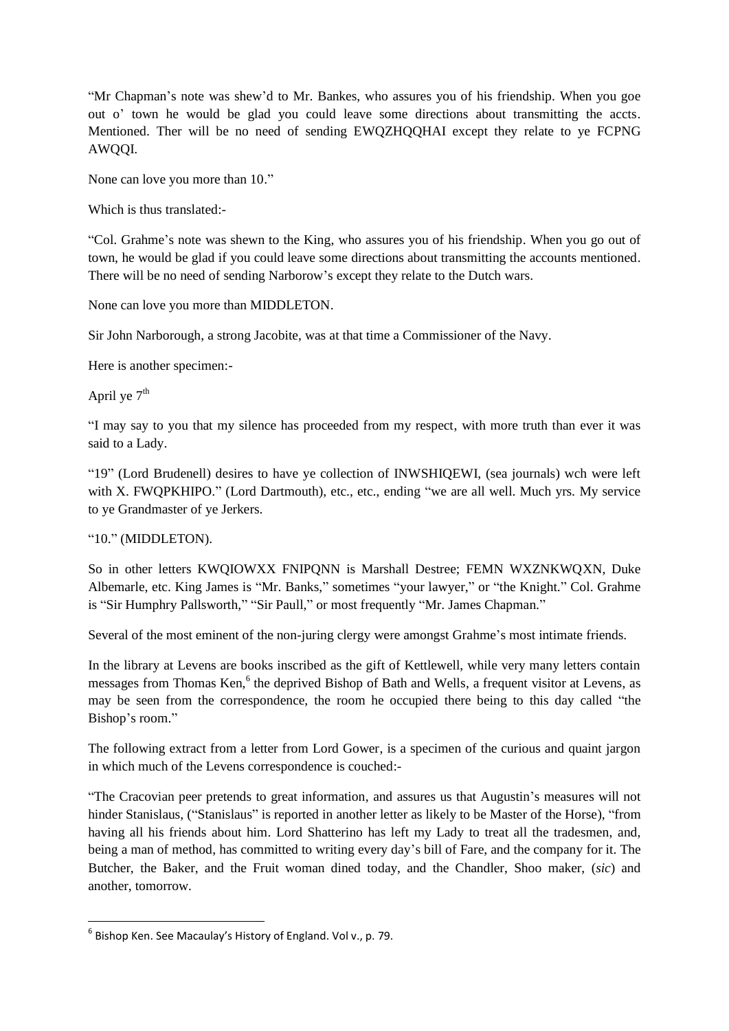"Mr Chapman's note was shew'd to Mr. Bankes, who assures you of his friendship. When you goe out o' town he would be glad you could leave some directions about transmitting the accts. Mentioned. Ther will be no need of sending EWQZHQQHAI except they relate to ye FCPNG AWQQI.

None can love you more than 10."

Which is thus translated:-

"Col. Grahme's note was shewn to the King, who assures you of his friendship. When you go out of town, he would be glad if you could leave some directions about transmitting the accounts mentioned. There will be no need of sending Narborow's except they relate to the Dutch wars.

None can love you more than MIDDLETON.

Sir John Narborough, a strong Jacobite, was at that time a Commissioner of the Navy.

Here is another specimen:-

April ye 7th

"I may say to you that my silence has proceeded from my respect, with more truth than ever it was said to a Lady.

"19" (Lord Brudenell) desires to have ye collection of INWSHIQEWI, (sea journals) wch were left with X. FWQPKHIPO." (Lord Dartmouth), etc., etc., ending "we are all well. Much yrs. My service to ye Grandmaster of ye Jerkers.

"10." (MIDDLETON).

So in other letters KWQIOWXX FNIPQNN is Marshall Destree; FEMN WXZNKWQXN, Duke Albemarle, etc. King James is "Mr. Banks," sometimes "your lawyer," or "the Knight." Col. Grahme is "Sir Humphry Pallsworth," "Sir Paull," or most frequently "Mr. James Chapman."

Several of the most eminent of the non-juring clergy were amongst Grahme's most intimate friends.

In the library at Levens are books inscribed as the gift of Kettlewell, while very many letters contain messages from Thomas Ken,[6] the deprived Bishop of Bath and Wells, a frequent visitor at Levens, as may be seen from the correspondence, the room he occupied there being to this day called "the Bishop's room."

The following extract from a letter from Lord Gower, is a specimen of the curious and quaint jargon in which much of the Levens correspondence is couched:-

"The Cracovian peer pretends to great information, and assures us that Augustin's measures will not hinder Stanislaus, ("Stanislaus" is reported in another letter as likely to be Master of the Horse), "from having all his friends about him. Lord Shatterino has left my Lady to treat all the tradesmen, and, being a man of method, has committed to writing every day's bill of Fare, and the company for it. The Butcher, the Baker, and the Fruit woman dined today, and the Chandler, Shoo maker, (*sic*) and another, tomorrow.

---

[6] Bishop Ken. See Macaulay's History of England. Vol v., p. 79.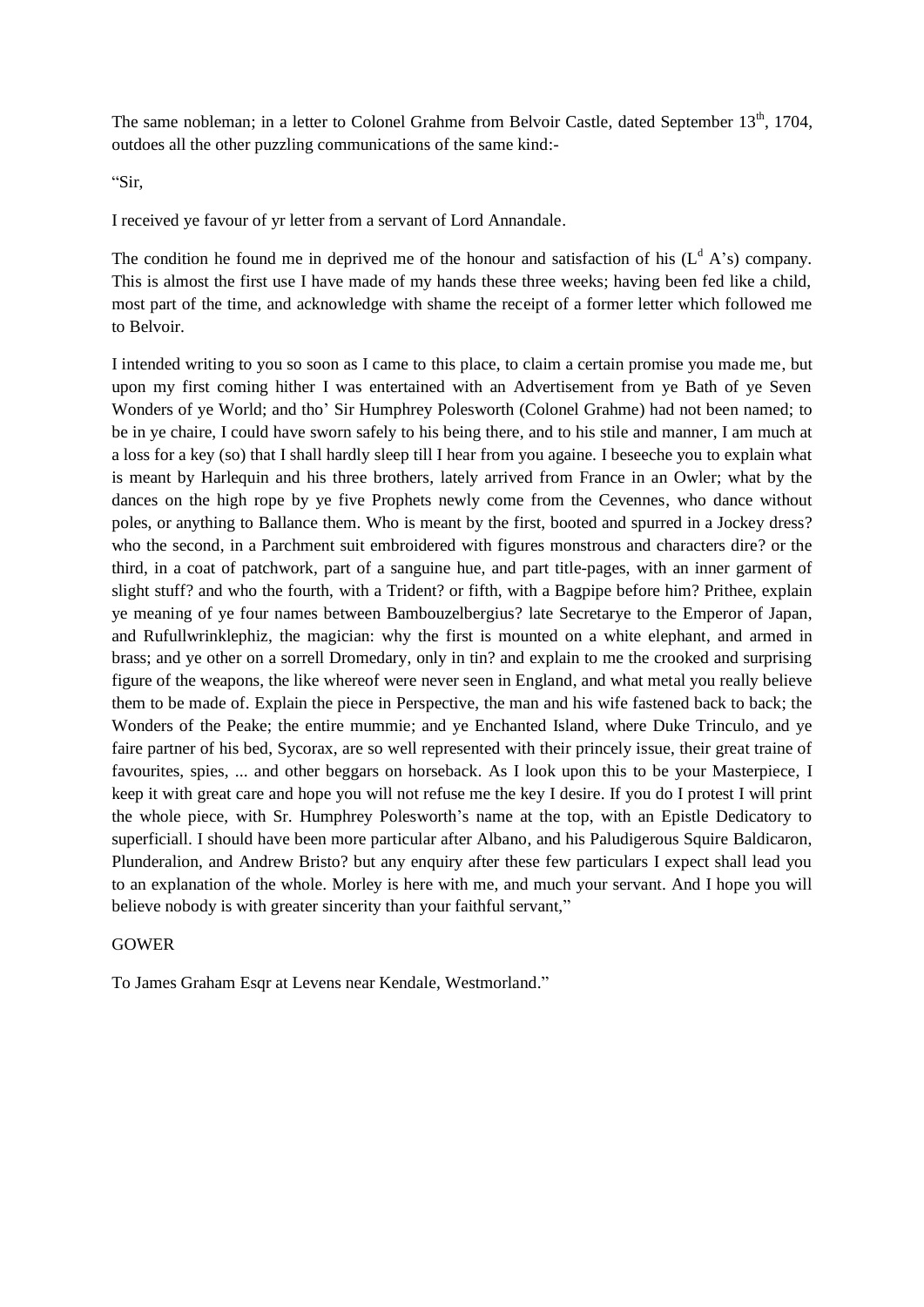The same nobleman; in a letter to Colonel Grahme from Belvoir Castle, dated September 13th, 1704, outdoes all the other puzzling communications of the same kind:-

"Sir,

I received ye favour of yr letter from a servant of Lord Annandale.

The condition he found me in deprived me of the honour and satisfaction of his (Ld A's) company. This is almost the first use I have made of my hands these three weeks; having been fed like a child, most part of the time, and acknowledge with shame the receipt of a former letter which followed me to Belvoir.

I intended writing to you so soon as I came to this place, to claim a certain promise you made me, but upon my first coming hither I was entertained with an Advertisement from ye Bath of ye Seven Wonders of ye World; and tho' Sir Humphrey Polesworth (Colonel Grahme) had not been named; to be in ye chaire, I could have sworn safely to his being there, and to his stile and manner, I am much at a loss for a key (so) that I shall hardly sleep till I hear from you againe. I beseeche you to explain what is meant by Harlequin and his three brothers, lately arrived from France in an Owler; what by the dances on the high rope by ye five Prophets newly come from the Cevennes, who dance without poles, or anything to Ballance them. Who is meant by the first, booted and spurred in a Jockey dress? who the second, in a Parchment suit embroidered with figures monstrous and characters dire? or the third, in a coat of patchwork, part of a sanguine hue, and part title-pages, with an inner garment of slight stuff? and who the fourth, with a Trident? or fifth, with a Bagpipe before him? Prithee, explain ye meaning of ye four names between Bambouzelbergius? late Secretarye to the Emperor of Japan, and Rufullwrinklephiz, the magician: why the first is mounted on a white elephant, and armed in brass; and ye other on a sorrell Dromedary, only in tin? and explain to me the crooked and surprising figure of the weapons, the like whereof were never seen in England, and what metal you really believe them to be made of. Explain the piece in Perspective, the man and his wife fastened back to back; the Wonders of the Peake; the entire mummie; and ye Enchanted Island, where Duke Trinculo, and ye faire partner of his bed, Sycorax, are so well represented with their princely issue, their great traine of favourites, spies, ... and other beggars on horseback. As I look upon this to be your Masterpiece, I keep it with great care and hope you will not refuse me the key I desire. If you do I protest I will print the whole piece, with Sr. Humphrey Polesworth's name at the top, with an Epistle Dedicatory to superficiall. I should have been more particular after Albano, and his Paludigerous Squire Baldicaron, Plunderalion, and Andrew Bristo? but any enquiry after these few particulars I expect shall lead you to an explanation of the whole. Morley is here with me, and much your servant. And I hope you will believe nobody is with greater sincerity than your faithful servant,"

GOWER

To James Graham Esqr at Levens near Kendale, Westmorland."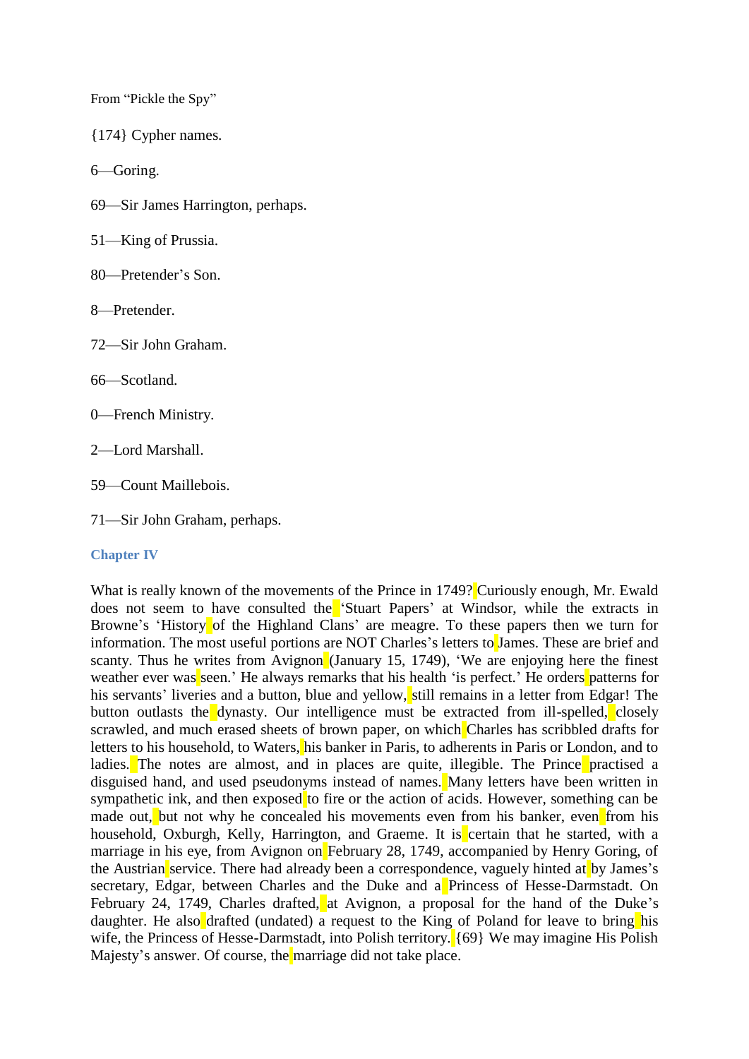From “Pickle the Spy”

{174} Cypher names.

6—Goring.

69—Sir James Harrington, perhaps.

51—King of Prussia.

80—Pretender’s Son.

8—Pretender.

72—Sir John Graham.

66—Scotland.

0—French Ministry.

2—Lord Marshall.

59—Count Maillebois.

71—Sir John Graham, perhaps.

## Chapter IV

What is really known of the movements of the Prince in 1749? Curiously enough, Mr. Ewald does not seem to have consulted the ‘Stuart Papers’ at Windsor, while the extracts in Browne’s ‘History of the Highland Clans’ are meagre. To these papers then we turn for information. The most useful portions are NOT Charles’s letters to James. These are brief and scanty. Thus he writes from Avignon (January 15, 1749), ‘We are enjoying here the finest weather ever was seen.’ He always remarks that his health ‘is perfect.’ He orders patterns for his servants’ liveries and a button, blue and yellow, still remains in a letter from Edgar! The button outlasts the dynasty. Our intelligence must be extracted from ill-spelled, closely scrawled, and much erased sheets of brown paper, on which Charles has scribbled drafts for letters to his household, to Waters, his banker in Paris, to adherents in Paris or London, and to ladies. The notes are almost, and in places are quite, illegible. The Prince practised a disguised hand, and used pseudonyms instead of names. Many letters have been written in sympathetic ink, and then exposed to fire or the action of acids. However, something can be made out, but not why he concealed his movements even from his banker, even from his household, Oxburgh, Kelly, Harrington, and Graeme. It is certain that he started, with a marriage in his eye, from Avignon on February 28, 1749, accompanied by Henry Goring, of the Austrian service. There had already been a correspondence, vaguely hinted at by James’s secretary, Edgar, between Charles and the Duke and a Princess of Hesse-Darmstadt. On February 24, 1749, Charles drafted, at Avignon, a proposal for the hand of the Duke’s daughter. He also drafted (undated) a request to the King of Poland for leave to bring his wife, the Princess of Hesse-Darmstadt, into Polish territory. {69} We may imagine His Polish Majesty’s answer. Of course, the marriage did not take place.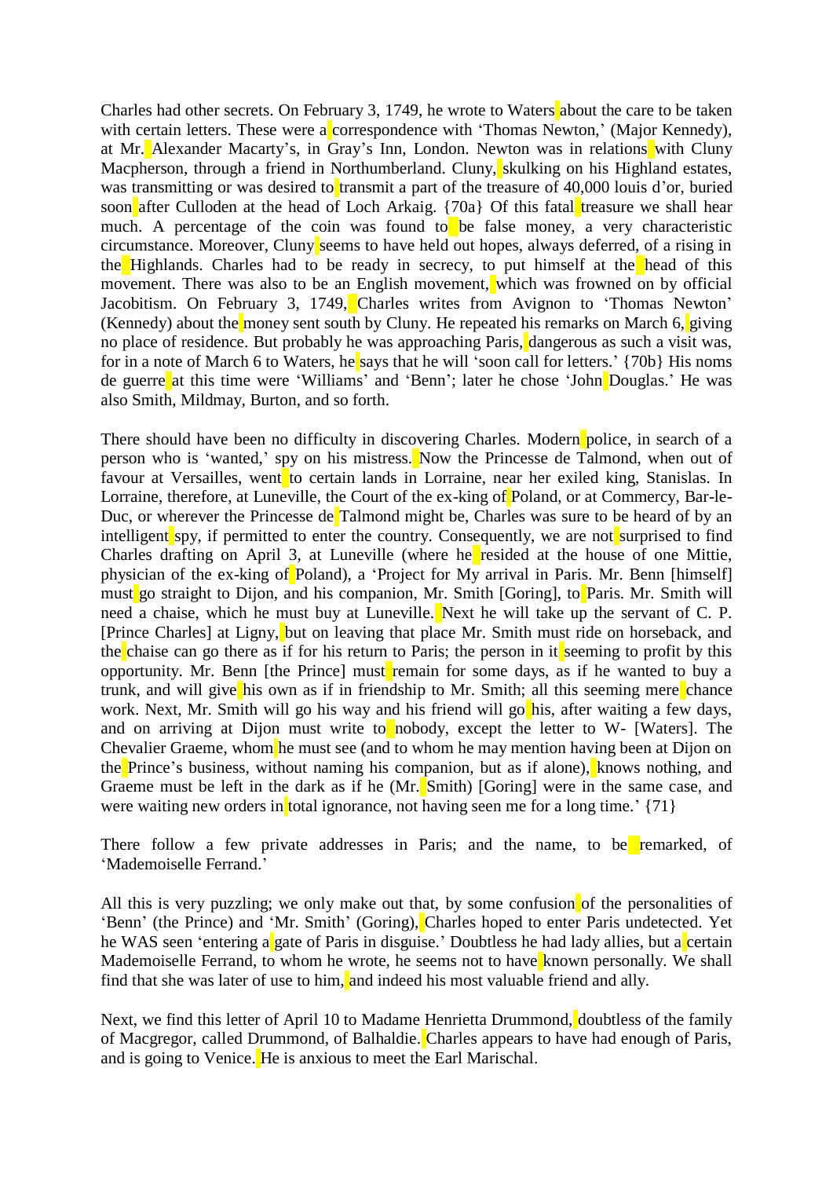Charles had other secrets. On February 3, 1749, he wrote to Waters about the care to be taken with certain letters. These were a correspondence with 'Thomas Newton,' (Major Kennedy), at Mr. Alexander Macarty's, in Gray's Inn, London. Newton was in relations with Cluny Macpherson, through a friend in Northumberland. Cluny, skulking on his Highland estates, was transmitting or was desired to transmit a part of the treasure of 40,000 louis d'or, buried soon after Culloden at the head of Loch Arkaig. {70a} Of this fatal treasure we shall hear much. A percentage of the coin was found to be false money, a very characteristic circumstance. Moreover, Cluny seems to have held out hopes, always deferred, of a rising in the Highlands. Charles had to be ready in secrecy, to put himself at the head of this movement. There was also to be an English movement, which was frowned on by official Jacobitism. On February 3, 1749, Charles writes from Avignon to 'Thomas Newton' (Kennedy) about the money sent south by Cluny. He repeated his remarks on March 6, giving no place of residence. But probably he was approaching Paris, dangerous as such a visit was, for in a note of March 6 to Waters, he says that he will 'soon call for letters.' {70b} His noms de guerre at this time were 'Williams' and 'Benn'; later he chose 'John Douglas.' He was also Smith, Mildmay, Burton, and so forth.

There should have been no difficulty in discovering Charles. Modern police, in search of a person who is 'wanted,' spy on his mistress. Now the Princesse de Talmond, when out of favour at Versailles, went to certain lands in Lorraine, near her exiled king, Stanislas. In Lorraine, therefore, at Luneville, the Court of the ex-king of Poland, or at Commercy, Bar-le-Duc, or wherever the Princesse de Talmond might be, Charles was sure to be heard of by an intelligent spy, if permitted to enter the country. Consequently, we are not surprised to find Charles drafting on April 3, at Luneville (where he resided at the house of one Mittie, physician of the ex-king of Poland), a 'Project for My arrival in Paris. Mr. Benn [himself] must go straight to Dijon, and his companion, Mr. Smith [Goring], to Paris. Mr. Smith will need a chaise, which he must buy at Luneville. Next he will take up the servant of C. P. [Prince Charles] at Ligny, but on leaving that place Mr. Smith must ride on horseback, and the chaise can go there as if for his return to Paris; the person in it seeming to profit by this opportunity. Mr. Benn [the Prince] must remain for some days, as if he wanted to buy a trunk, and will give his own as if in friendship to Mr. Smith; all this seeming mere chance work. Next, Mr. Smith will go his way and his friend will go his, after waiting a few days, and on arriving at Dijon must write to nobody, except the letter to W- [Waters]. The Chevalier Graeme, whom he must see (and to whom he may mention having been at Dijon on the Prince's business, without naming his companion, but as if alone), knows nothing, and Graeme must be left in the dark as if he (Mr. Smith) [Goring] were in the same case, and were waiting new orders in total ignorance, not having seen me for a long time.' {71}

There follow a few private addresses in Paris; and the name, to be remarked, of 'Mademoiselle Ferrand.'

All this is very puzzling; we only make out that, by some confusion of the personalities of 'Benn' (the Prince) and 'Mr. Smith' (Goring), Charles hoped to enter Paris undetected. Yet he WAS seen 'entering a gate of Paris in disguise.' Doubtless he had lady allies, but a certain Mademoiselle Ferrand, to whom he wrote, he seems not to have known personally. We shall find that she was later of use to him, and indeed his most valuable friend and ally.

Next, we find this letter of April 10 to Madame Henrietta Drummond, doubtless of the family of Macgregor, called Drummond, of Balhaldie. Charles appears to have had enough of Paris, and is going to Venice. He is anxious to meet the Earl Marischal.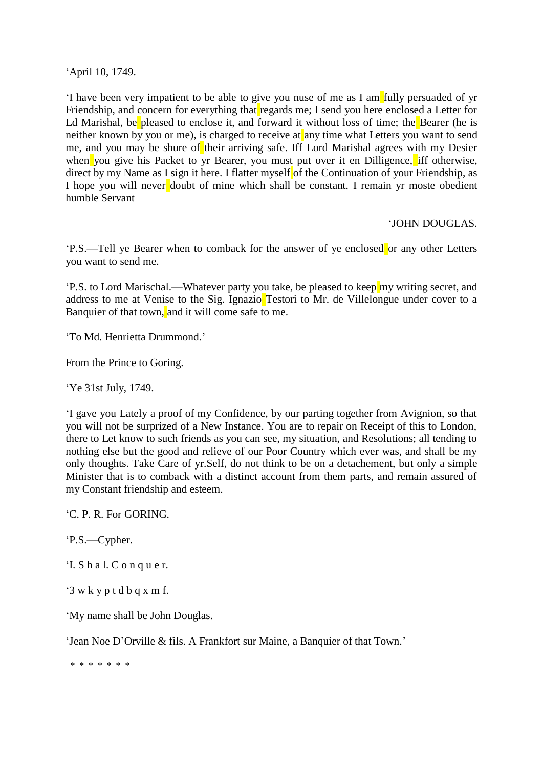‘April 10, 1749.

‘I have been very impatient to be able to give you nuse of me as I am fully persuaded of yr Friendship, and concern for everything that regards me; I send you here enclosed a Letter for Ld Marishal, be pleased to enclose it, and forward it without loss of time; the Bearer (he is neither known by you or me), is charged to receive at any time what Letters you want to send me, and you may be shure of their arriving safe. Iff Lord Marishal agrees with my Desier when you give his Packet to yr Bearer, you must put over it en Dilligence, iff otherwise, direct by my Name as I sign it here. I flatter myself of the Continuation of your Friendship, as I hope you will never doubt of mine which shall be constant. I remain yr moste obedient humble Servant

‘JOHN DOUGLAS.

‘P.S.—Tell ye Bearer when to comback for the answer of ye enclosed or any other Letters you want to send me.

‘P.S. to Lord Marischal.—Whatever party you take, be pleased to keep my writing secret, and address to me at Venise to the Sig. Ignazio Testori to Mr. de Villelongue under cover to a Banquier of that town, and it will come safe to me.

‘To Md. Henrietta Drummond.’

From the Prince to Goring.

‘Ye 31st July, 1749.

‘I gave you Lately a proof of my Confidence, by our parting together from Avignion, so that you will not be surprized of a New Instance. You are to repair on Receipt of this to London, there to Let know to such friends as you can see, my situation, and Resolutions; all tending to nothing else but the good and relieve of our Poor Country which ever was, and shall be my only thoughts. Take Care of yr.Self, do not think to be on a detachement, but only a simple Minister that is to comback with a distinct account from them parts, and remain assured of my Constant friendship and esteem.

‘C. P. R. For GORING.

‘P.S.—Cypher.

‘I. S h a l. C o n q u e r.

‘3 w k y p t d b q x m f.

‘My name shall be John Douglas.

‘Jean Noe D’Orville & fils. A Frankfort sur Maine, a Banquier of that Town.’

* * * * * * *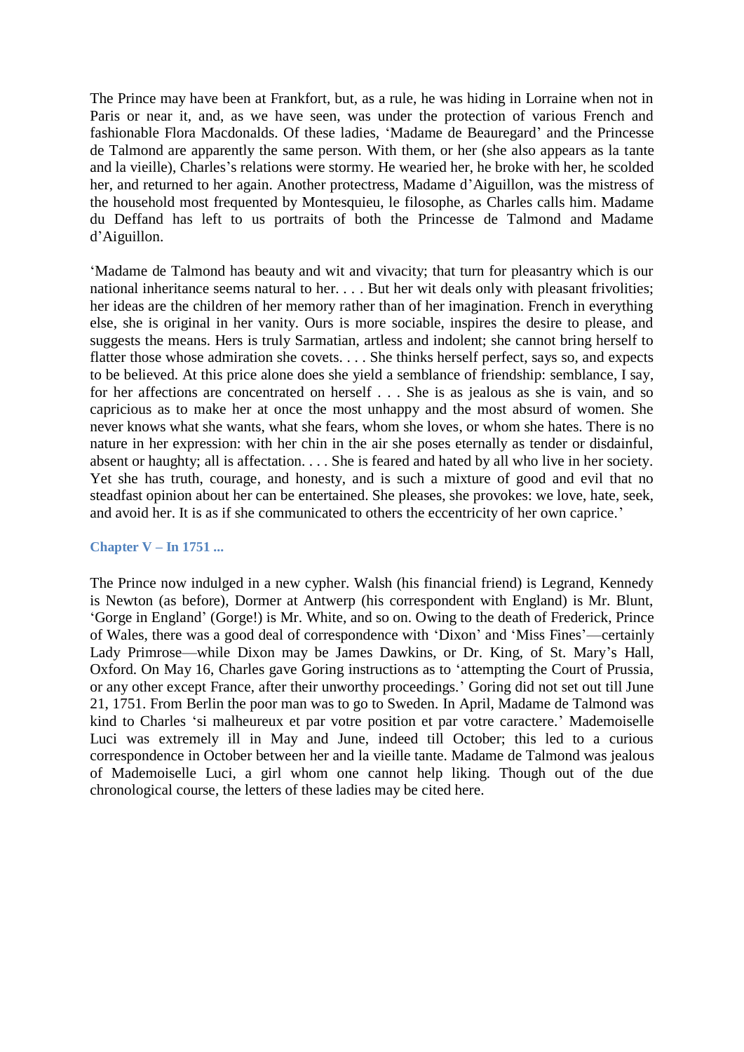The Prince may have been at Frankfort, but, as a rule, he was hiding in Lorraine when not in Paris or near it, and, as we have seen, was under the protection of various French and fashionable Flora Macdonalds. Of these ladies, 'Madame de Beauregard' and the Princesse de Talmond are apparently the same person. With them, or her (she also appears as la tante and la vieille), Charles's relations were stormy. He wearied her, he broke with her, he scolded her, and returned to her again. Another protectress, Madame d'Aiguillon, was the mistress of the household most frequented by Montesquieu, le filosophe, as Charles calls him. Madame du Deffand has left to us portraits of both the Princesse de Talmond and Madame d'Aiguillon.

'Madame de Talmond has beauty and wit and vivacity; that turn for pleasantry which is our national inheritance seems natural to her. . . . But her wit deals only with pleasant frivolities; her ideas are the children of her memory rather than of her imagination. French in everything else, she is original in her vanity. Ours is more sociable, inspires the desire to please, and suggests the means. Hers is truly Sarmatian, artless and indolent; she cannot bring herself to flatter those whose admiration she covets. . . . She thinks herself perfect, says so, and expects to be believed. At this price alone does she yield a semblance of friendship: semblance, I say, for her affections are concentrated on herself . . . She is as jealous as she is vain, and so capricious as to make her at once the most unhappy and the most absurd of women. She never knows what she wants, what she fears, whom she loves, or whom she hates. There is no nature in her expression: with her chin in the air she poses eternally as tender or disdainful, absent or haughty; all is affectation. . . . She is feared and hated by all who live in her society. Yet she has truth, courage, and honesty, and is such a mixture of good and evil that no steadfast opinion about her can be entertained. She pleases, she provokes: we love, hate, seek, and avoid her. It is as if she communicated to others the eccentricity of her own caprice.'

### Chapter V – In 1751 ...

The Prince now indulged in a new cypher. Walsh (his financial friend) is Legrand, Kennedy is Newton (as before), Dormer at Antwerp (his correspondent with England) is Mr. Blunt, 'Gorge in England' (Gorge!) is Mr. White, and so on. Owing to the death of Frederick, Prince of Wales, there was a good deal of correspondence with 'Dixon' and 'Miss Fines'—certainly Lady Primrose—while Dixon may be James Dawkins, or Dr. King, of St. Mary's Hall, Oxford. On May 16, Charles gave Goring instructions as to 'attempting the Court of Prussia, or any other except France, after their unworthy proceedings.' Goring did not set out till June 21, 1751. From Berlin the poor man was to go to Sweden. In April, Madame de Talmond was kind to Charles 'si malheureux et par votre position et par votre caractere.' Mademoiselle Luci was extremely ill in May and June, indeed till October; this led to a curious correspondence in October between her and la vieille tante. Madame de Talmond was jealous of Mademoiselle Luci, a girl whom one cannot help liking. Though out of the due chronological course, the letters of these ladies may be cited here.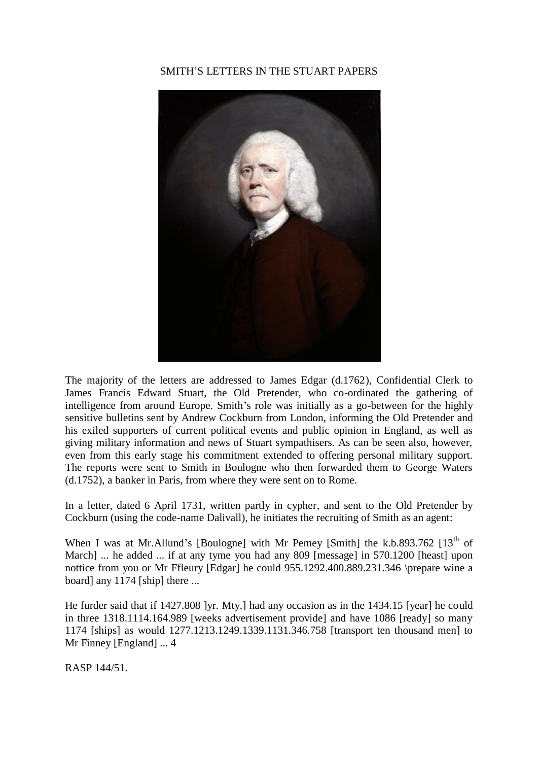SMITH'S LETTERS IN THE STUART PAPERS

The majority of the letters are addressed to James Edgar (d.1762), Confidential Clerk to James Francis Edward Stuart, the Old Pretender, who co-ordinated the gathering of intelligence from around Europe. Smith's role was initially as a go-between for the highly sensitive bulletins sent by Andrew Cockburn from London, informing the Old Pretender and his exiled supporters of current political events and public opinion in England, as well as giving military information and news of Stuart sympathisers. As can be seen also, however, even from this early stage his commitment extended to offering personal military support. The reports were sent to Smith in Boulogne who then forwarded them to George Waters (d.1752), a banker in Paris, from where they were sent on to Rome.

In a letter, dated 6 April 1731, written partly in cypher, and sent to the Old Pretender by Cockburn (using the code-name Dalivall), he initiates the recruiting of Smith as an agent:

When I was at Mr.Allund's [Boulogne] with Mr Pemey [Smith] the k.b.893.762 [13th of March] ... he added ... if at any tyme you had any 809 [message] in 570.1200 [heast] upon nottice from you or Mr Ffleury [Edgar] he could 955.1292.400.889.231.346 \prepare wine a board] any 1174 [ship] there ...

He furder said that if 1427.808 ]yr. Mty.] had any occasion as in the 1434.15 [year] he could in three 1318.1114.164.989 [weeks advertisement provide] and have 1086 [ready] so many 1174 [ships] as would 1277.1213.1249.1339.1131.346.758 [transport ten thousand men] to Mr Finney [England] ... 4

RASP 144/51.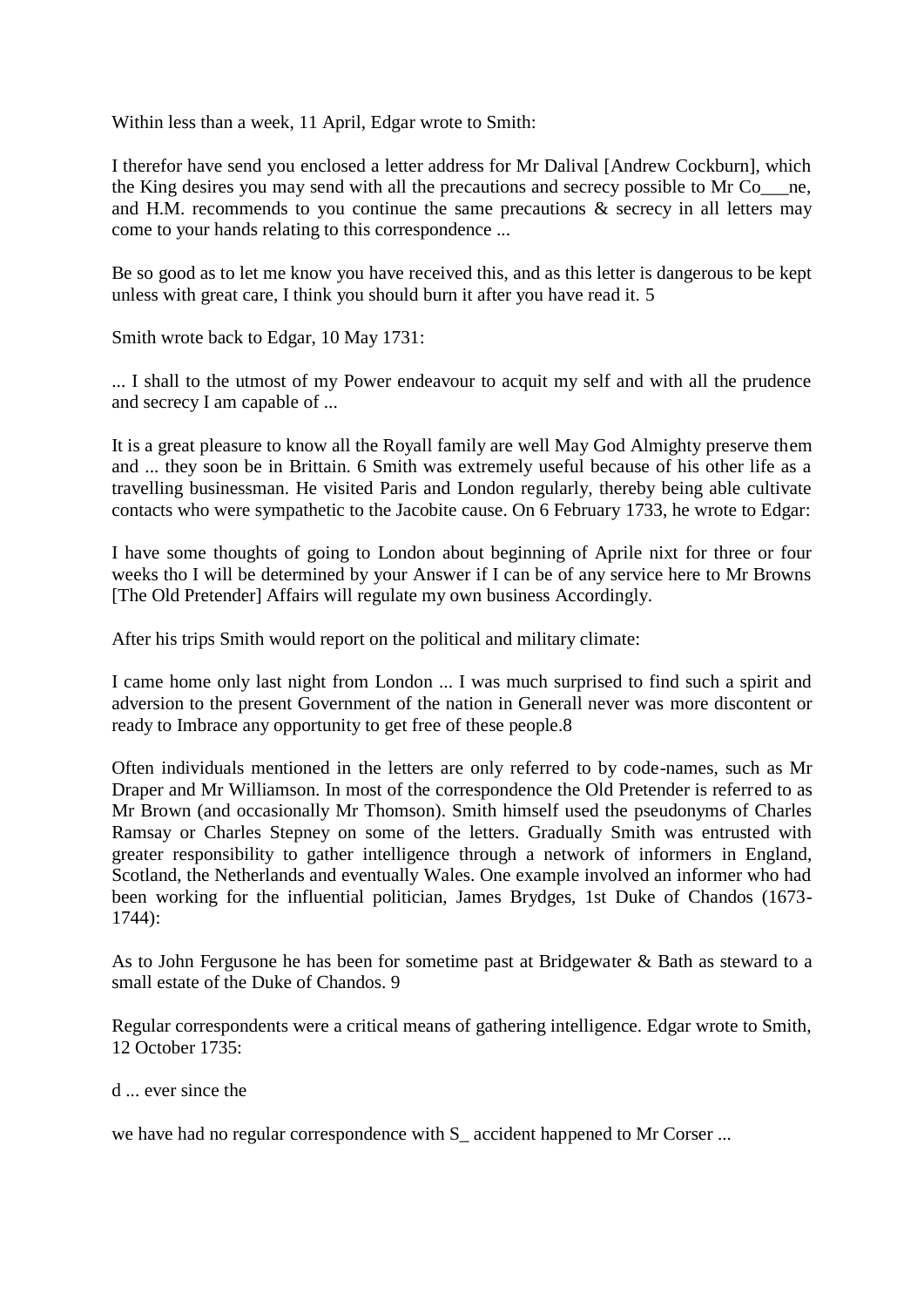Within less than a week, 11 April, Edgar wrote to Smith:

I therefor have send you enclosed a letter address for Mr Dalival [Andrew Cockburn], which the King desires you may send with all the precautions and secrecy possible to Mr Co___ne, and H.M. recommends to you continue the same precautions & secrecy in all letters may come to your hands relating to this correspondence ...

Be so good as to let me know you have received this, and as this letter is dangerous to be kept unless with great care, I think you should burn it after you have read it. 5

Smith wrote back to Edgar, 10 May 1731:

... I shall to the utmost of my Power endeavour to acquit my self and with all the prudence and secrecy I am capable of ...

It is a great pleasure to know all the Royall family are well May God Almighty preserve them and ... they soon be in Brittain. 6 Smith was extremely useful because of his other life as a travelling businessman. He visited Paris and London regularly, thereby being able cultivate contacts who were sympathetic to the Jacobite cause. On 6 February 1733, he wrote to Edgar:

I have some thoughts of going to London about beginning of Aprile nixt for three or four weeks tho I will be determined by your Answer if I can be of any service here to Mr Browns [The Old Pretender] Affairs will regulate my own business Accordingly.

After his trips Smith would report on the political and military climate:

I came home only last night from London ... I was much surprised to find such a spirit and adversion to the present Government of the nation in Generall never was more discontent or ready to Imbrace any opportunity to get free of these people.8

Often individuals mentioned in the letters are only referred to by code-names, such as Mr Draper and Mr Williamson. In most of the correspondence the Old Pretender is referred to as Mr Brown (and occasionally Mr Thomson). Smith himself used the pseudonyms of Charles Ramsay or Charles Stepney on some of the letters. Gradually Smith was entrusted with greater responsibility to gather intelligence through a network of informers in England, Scotland, the Netherlands and eventually Wales. One example involved an informer who had been working for the influential politician, James Brydges, 1st Duke of Chandos (1673-1744):

As to John Fergusone he has been for sometime past at Bridgewater & Bath as steward to a small estate of the Duke of Chandos. 9

Regular correspondents were a critical means of gathering intelligence. Edgar wrote to Smith, 12 October 1735:

d ... ever since the

we have had no regular correspondence with S_ accident happened to Mr Corser ...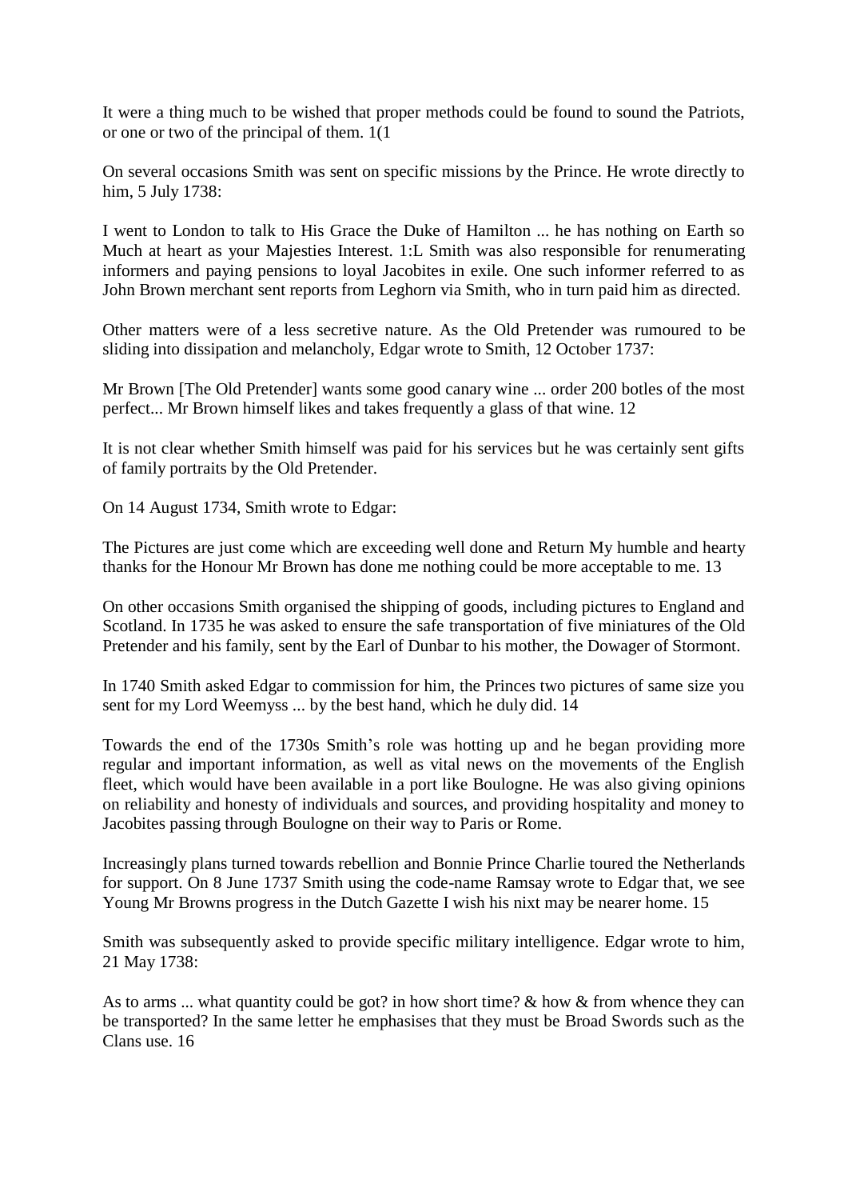It were a thing much to be wished that proper methods could be found to sound the Patriots, or one or two of the principal of them. 1(1

On several occasions Smith was sent on specific missions by the Prince. He wrote directly to him, 5 July 1738:

I went to London to talk to His Grace the Duke of Hamilton ... he has nothing on Earth so Much at heart as your Majesties Interest. 1:L Smith was also responsible for renumerating informers and paying pensions to loyal Jacobites in exile. One such informer referred to as John Brown merchant sent reports from Leghorn via Smith, who in turn paid him as directed.

Other matters were of a less secretive nature. As the Old Pretender was rumoured to be sliding into dissipation and melancholy, Edgar wrote to Smith, 12 October 1737:

Mr Brown [The Old Pretender] wants some good canary wine ... order 200 botles of the most perfect... Mr Brown himself likes and takes frequently a glass of that wine. 12

It is not clear whether Smith himself was paid for his services but he was certainly sent gifts of family portraits by the Old Pretender.

On 14 August 1734, Smith wrote to Edgar:

The Pictures are just come which are exceeding well done and Return My humble and hearty thanks for the Honour Mr Brown has done me nothing could be more acceptable to me. 13

On other occasions Smith organised the shipping of goods, including pictures to England and Scotland. In 1735 he was asked to ensure the safe transportation of five miniatures of the Old Pretender and his family, sent by the Earl of Dunbar to his mother, the Dowager of Stormont.

In 1740 Smith asked Edgar to commission for him, the Princes two pictures of same size you sent for my Lord Weemyss ... by the best hand, which he duly did. 14

Towards the end of the 1730s Smith's role was hotting up and he began providing more regular and important information, as well as vital news on the movements of the English fleet, which would have been available in a port like Boulogne. He was also giving opinions on reliability and honesty of individuals and sources, and providing hospitality and money to Jacobites passing through Boulogne on their way to Paris or Rome.

Increasingly plans turned towards rebellion and Bonnie Prince Charlie toured the Netherlands for support. On 8 June 1737 Smith using the code-name Ramsay wrote to Edgar that, we see Young Mr Browns progress in the Dutch Gazette I wish his nixt may be nearer home. 15

Smith was subsequently asked to provide specific military intelligence. Edgar wrote to him, 21 May 1738:

As to arms ... what quantity could be got? in how short time? & how & from whence they can be transported? In the same letter he emphasises that they must be Broad Swords such as the Clans use. 16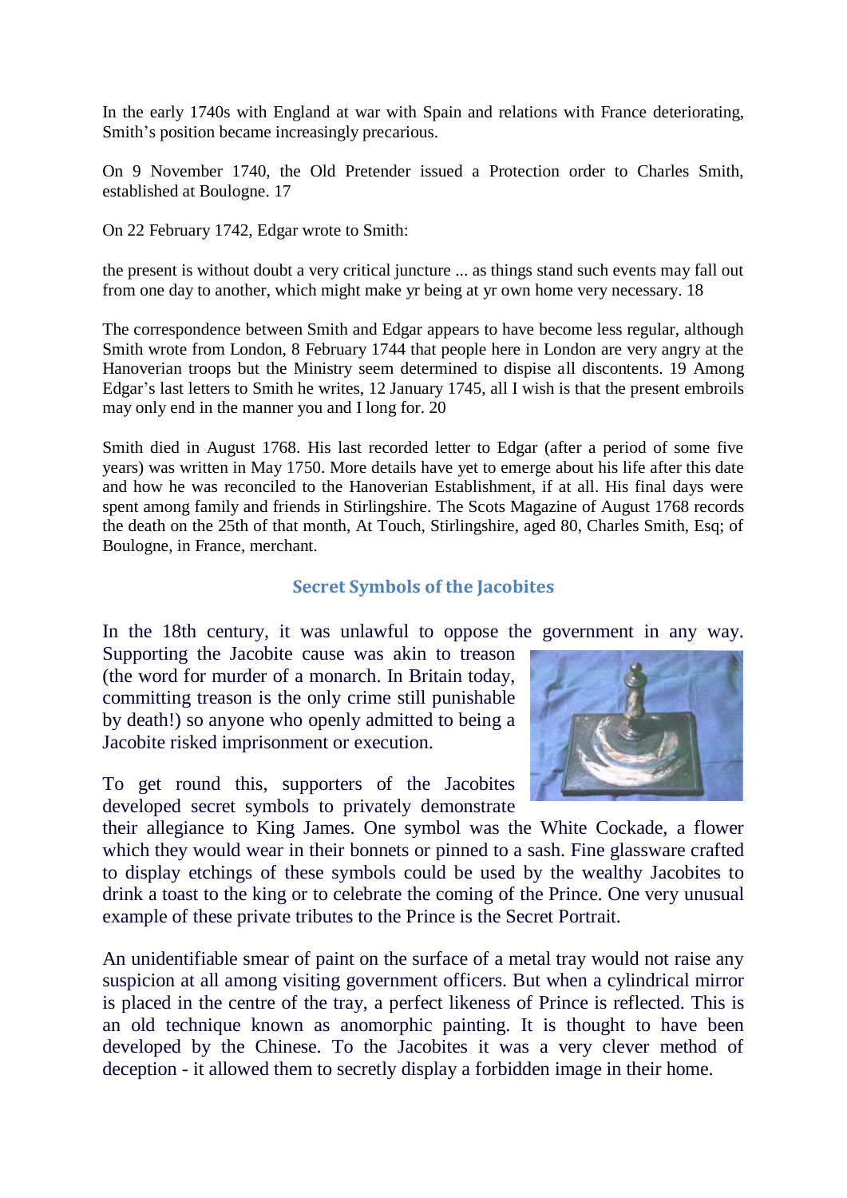In the early 1740s with England at war with Spain and relations with France deteriorating, Smith's position became increasingly precarious.

On 9 November 1740, the Old Pretender issued a Protection order to Charles Smith, established at Boulogne. 17

On 22 February 1742, Edgar wrote to Smith:

the present is without doubt a very critical juncture ... as things stand such events may fall out from one day to another, which might make yr being at yr own home very necessary. 18

The correspondence between Smith and Edgar appears to have become less regular, although Smith wrote from London, 8 February 1744 that people here in London are very angry at the Hanoverian troops but the Ministry seem determined to dispise all discontents. 19 Among Edgar's last letters to Smith he writes, 12 January 1745, all I wish is that the present embroils may only end in the manner you and I long for. 20

Smith died in August 1768. His last recorded letter to Edgar (after a period of some five years) was written in May 1750. More details have yet to emerge about his life after this date and how he was reconciled to the Hanoverian Establishment, if at all. His final days were spent among family and friends in Stirlingshire. The Scots Magazine of August 1768 records the death on the 25th of that month, At Touch, Stirlingshire, aged 80, Charles Smith, Esq; of Boulogne, in France, merchant.

## Secret Symbols of the Jacobites

In the 18th century, it was unlawful to oppose the government in any way. Supporting the Jacobite cause was akin to treason (the word for murder of a monarch. In Britain today, committing treason is the only crime still punishable by death!) so anyone who openly admitted to being a Jacobite risked imprisonment or execution.

To get round this, supporters of the Jacobites developed secret symbols to privately demonstrate their allegiance to King James. One symbol was the White Cockade, a flower which they would wear in their bonnets or pinned to a sash. Fine glassware crafted to display etchings of these symbols could be used by the wealthy Jacobites to drink a toast to the king or to celebrate the coming of the Prince. One very unusual example of these private tributes to the Prince is the Secret Portrait.

An unidentifiable smear of paint on the surface of a metal tray would not raise any suspicion at all among visiting government officers. But when a cylindrical mirror is placed in the centre of the tray, a perfect likeness of Prince is reflected. This is an old technique known as anomorphic painting. It is thought to have been developed by the Chinese. To the Jacobites it was a very clever method of deception - it allowed them to secretly display a forbidden image in their home.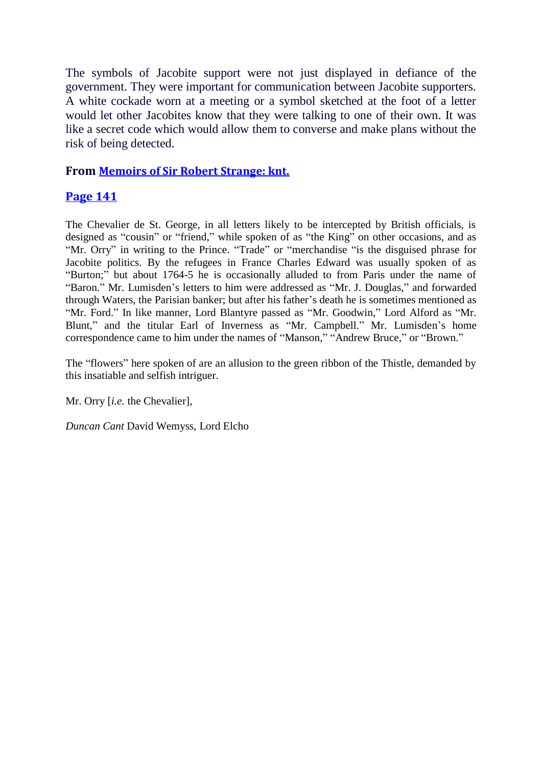The symbols of Jacobite support were not just displayed in defiance of the government. They were important for communication between Jacobite supporters. A white cockade worn at a meeting or a symbol sketched at the foot of a letter would let other Jacobites know that they were talking to one of their own. It was like a secret code which would allow them to converse and make plans without the risk of being detected.

### From **Memoirs of Sir Robert Strange: knt.**

### **Page 141**

The Chevalier de St. George, in all letters likely to be intercepted by British officials, is designed as "cousin" or "friend," while spoken of as "the King" on other occasions, and as "Mr. Orry" in writing to the Prince. "Trade" or "merchandise "is the disguised phrase for Jacobite politics. By the refugees in France Charles Edward was usually spoken of as "Burton;" but about 1764-5 he is occasionally alluded to from Paris under the name of "Baron." Mr. Lumisden's letters to him were addressed as "Mr. J. Douglas," and forwarded through Waters, the Parisian banker; but after his father's death he is sometimes mentioned as "Mr. Ford." In like manner, Lord Blantyre passed as "Mr. Goodwin," Lord Alford as "Mr. Blunt," and the titular Earl of Inverness as "Mr. Campbell." Mr. Lumisden's home correspondence came to him under the names of "Manson," "Andrew Bruce," or "Brown."

The "flowers" here spoken of are an allusion to the green ribbon of the Thistle, demanded by this insatiable and selfish intriguer.

Mr. Orry [*i.e.* the Chevalier],

*Duncan Cant* David Wemyss, Lord Elcho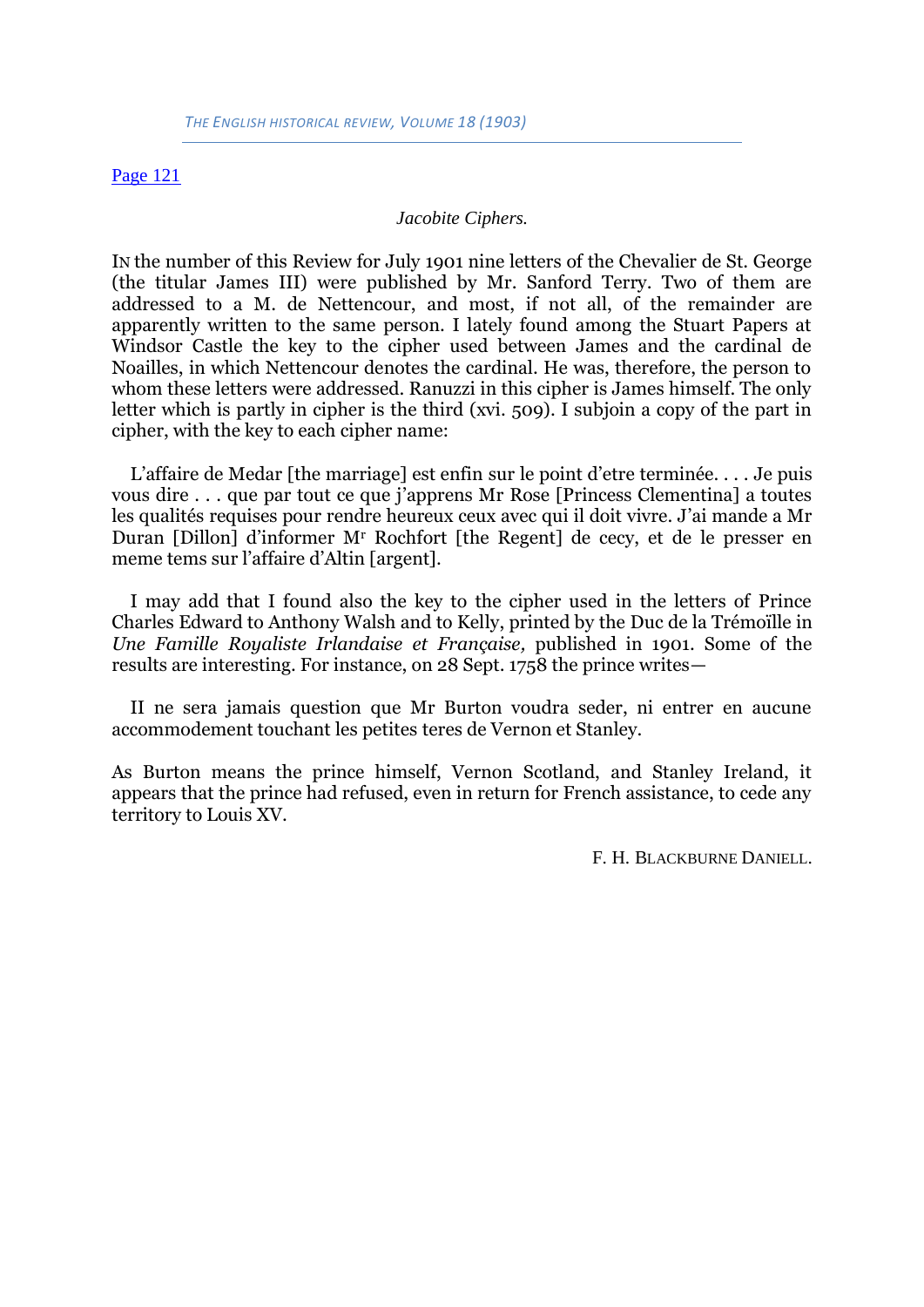Page 121

*Jacobite Ciphers.*

IN the number of this Review for July 1901 nine letters of the Chevalier de St. George (the titular James III) were published by Mr. Sanford Terry. Two of them are addressed to a M. de Nettencour, and most, if not all, of the remainder are apparently written to the same person. I lately found among the Stuart Papers at Windsor Castle the key to the cipher used between James and the cardinal de Noailles, in which Nettencour denotes the cardinal. He was, therefore, the person to whom these letters were addressed. Ranuzzi in this cipher is James himself. The only letter which is partly in cipher is the third (xvi. 509). I subjoin a copy of the part in cipher, with the key to each cipher name:

L'affaire de Medar [the marriage] est enfin sur le point d'etre terminée. . . . Je puis vous dire . . . que par tout ce que j'apprens Mr Rose [Princess Clementina] a toutes les qualités requises pour rendre heureux ceux avec qui il doit vivre. J'ai mande a Mr Duran [Dillon] d'informer M[r] Rochfort [the Regent] de cecy, et de le presser en meme tems sur l'affaire d'Altin [argent].

I may add that I found also the key to the cipher used in the letters of Prince Charles Edward to Anthony Walsh and to Kelly, printed by the Duc de la Trémoïlle in *Une Famille Royaliste Irlandaise et Française,* published in 1901. Some of the results are interesting. For instance, on 28 Sept. 1758 the prince writes—

Il ne sera jamais question que Mr Burton voudra seder, ni entrer en aucune accommodement touchant les petites teres de Vernon et Stanley.

As Burton means the prince himself, Vernon Scotland, and Stanley Ireland, it appears that the prince had refused, even in return for French assistance, to cede any territory to Louis XV.

F. H. BLACKBURNE DANIELL.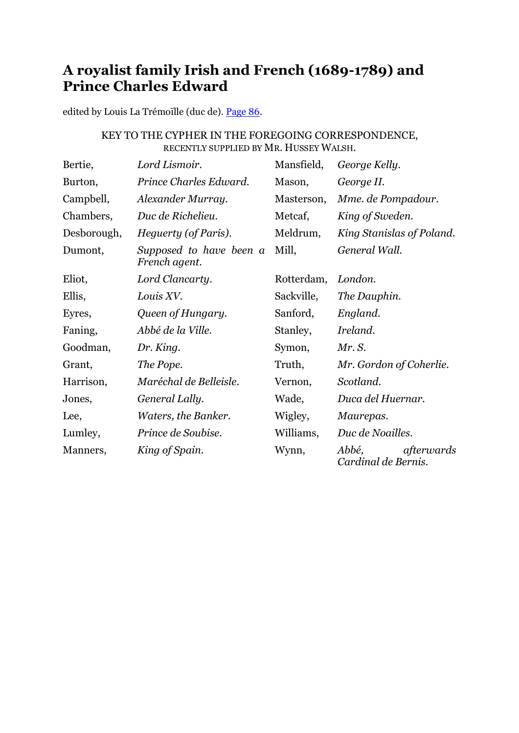# A royalist family Irish and French (1689-1789) and Prince Charles Edward

edited by Louis La Trémoïlle (duc de). Page 86.

KEY TO THE CYPHER IN THE FOREGOING CORRESPONDENCE,
RECENTLY SUPPLIED BY MR. HUSSEY WALSH.

| | | | |
|---|---|---|---|
| Bertie, | *Lord Lismoir.* | Mansfield, | *George Kelly.* |
| Burton, | *Prince Charles Edward.* | Mason, | *George II.* |
| Campbell, | *Alexander Murray.* | Masterson, | *Mme. de Pompadour.* |
| Chambers, | *Duc de Richelieu.* | Metcaf, | *King of Sweden.* |
| Desborough, | *Heguerty (of Paris).* | Meldrum, | *King Stanislas of Poland.* |
| Dumont, | *Supposed to have been a French agent.* | Mill, | *General Wall.* |
| Eliot, | *Lord Clancarty.* | Rotterdam, | *London.* |
| Ellis, | *Louis XV.* | Sackville, | *The Dauphin.* |
| Eyres, | *Queen of Hungary.* | Sanford, | *England.* |
| Faning, | *Abbé de la Ville.* | Stanley, | *Ireland.* |
| Goodman, | *Dr. King.* | Symon, | *Mr. S.* |
| Grant, | *The Pope.* | Truth, | *Mr. Gordon of Coherlie.* |
| Harrison, | *Maréchal de Belleisle.* | Vernon, | *Scotland.* |
| Jones, | *General Lally.* | Wade, | *Duca del Huernar.* |
| Lee, | *Waters, the Banker.* | Wigley, | *Maurepas.* |
| Lumley, | *Prince de Soubise.* | Williams, | *Duc de Noailles.* |
| Manners, | *King of Spain.* | Wynn, | *Abbé, afterwards Cardinal de Bernis.* |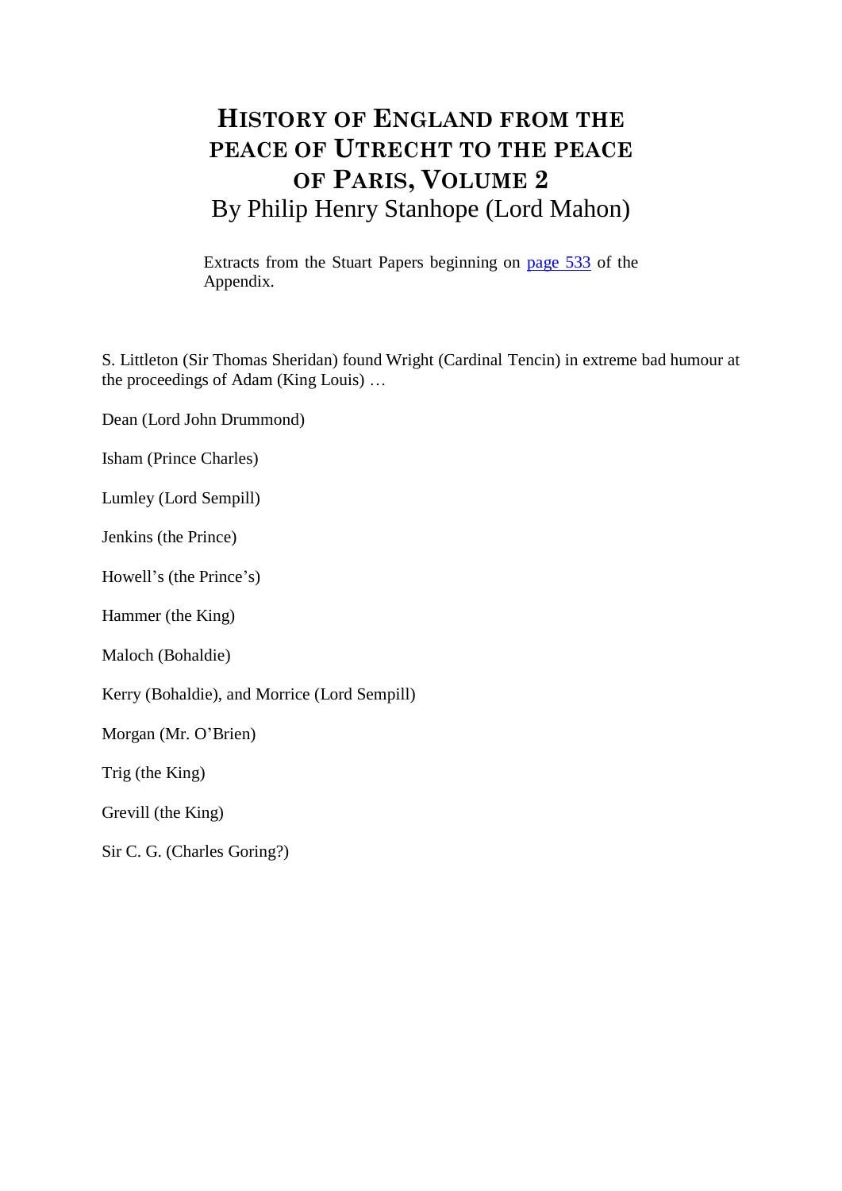# HISTORY OF ENGLAND FROM THE PEACE OF UTRECHT TO THE PEACE OF PARIS, VOLUME 2

By Philip Henry Stanhope (Lord Mahon)

Extracts from the Stuart Papers beginning on page 533 of the Appendix.

S. Littleton (Sir Thomas Sheridan) found Wright (Cardinal Tencin) in extreme bad humour at the proceedings of Adam (King Louis) …

Dean (Lord John Drummond)

Isham (Prince Charles)

Lumley (Lord Sempill)

Jenkins (the Prince)

Howell's (the Prince's)

Hammer (the King)

Maloch (Bohaldie)

Kerry (Bohaldie), and Morrice (Lord Sempill)

Morgan (Mr. O'Brien)

Trig (the King)

Grevill (the King)

Sir C. G. (Charles Goring?)